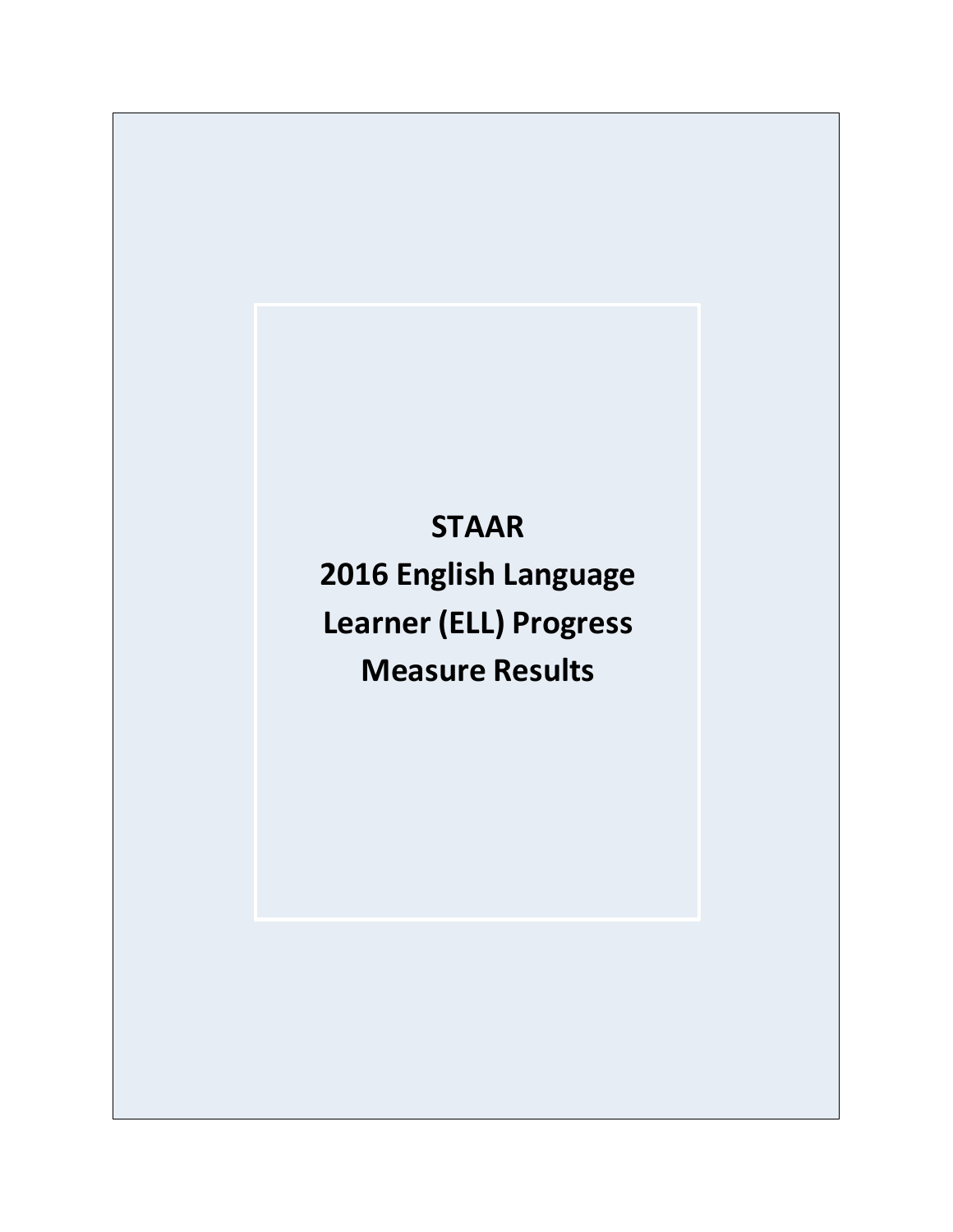# STAAR
# 2016 English Language Learner (ELL) Progress Measure Results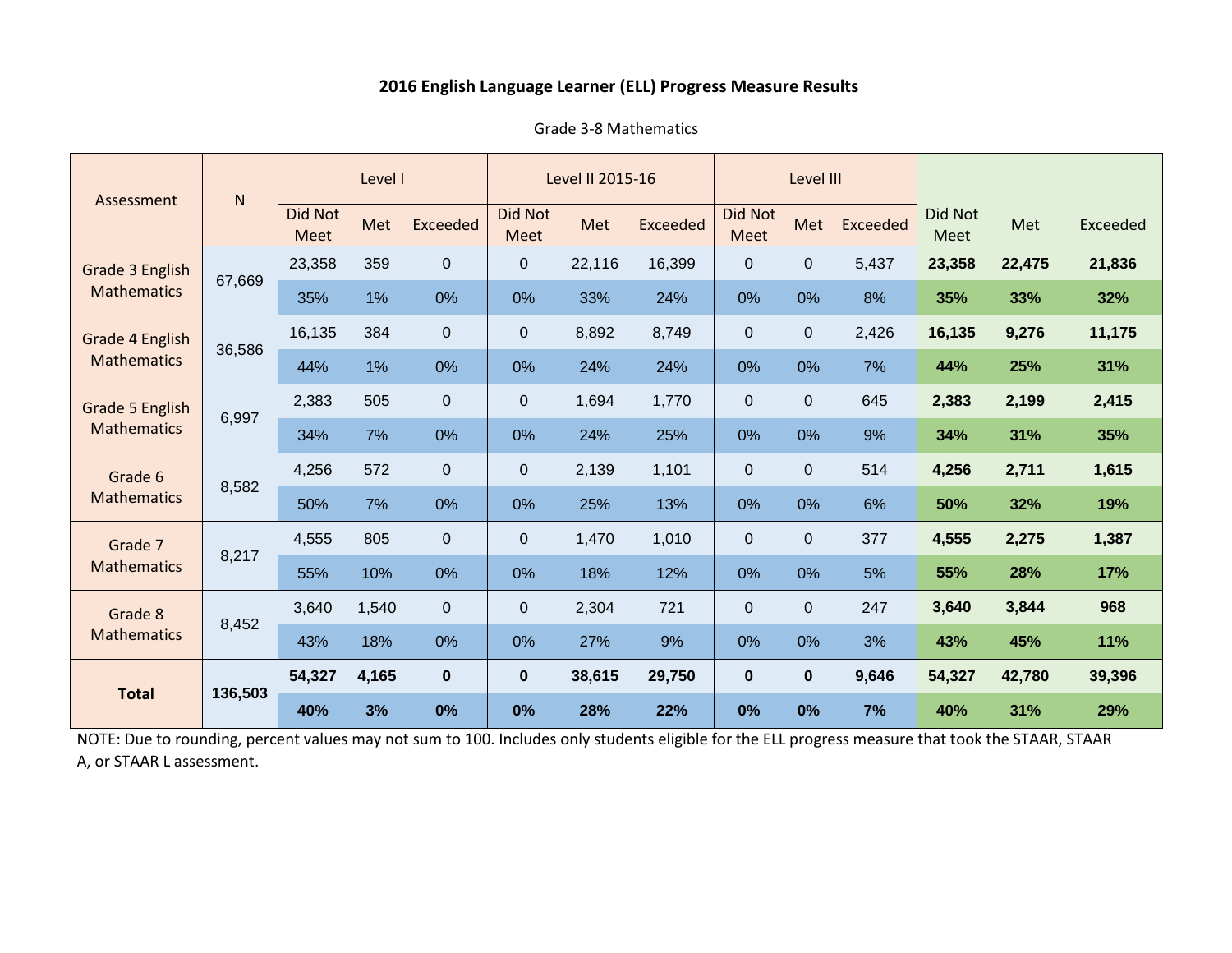**2016 English Language Learner (ELL) Progress Measure Results**

Grade 3-8 Mathematics

| Assessment | N | Level I | | | Level II 2015-16 | | | Level III | | | | | |
|---|---|---|---|---|---|---|---|---|---|---|---|---|---|
| | | Did Not Meet | Met | Exceeded | Did Not Meet | Met | Exceeded | Did Not Meet | Met | Exceeded | Did Not Meet | Met | Exceeded |
| Grade 3 English Mathematics | 67,669 | 23,358 | 359 | 0 | 0 | 22,116 | 16,399 | 0 | 0 | 5,437 | **23,358** | **22,475** | **21,836** |
| | | 35% | 1% | 0% | 0% | 33% | 24% | 0% | 0% | 8% | **35%** | **33%** | **32%** |
| Grade 4 English Mathematics | 36,586 | 16,135 | 384 | 0 | 0 | 8,892 | 8,749 | 0 | 0 | 2,426 | **16,135** | **9,276** | **11,175** |
| | | 44% | 1% | 0% | 0% | 24% | 24% | 0% | 0% | 7% | **44%** | **25%** | **31%** |
| Grade 5 English Mathematics | 6,997 | 2,383 | 505 | 0 | 0 | 1,694 | 1,770 | 0 | 0 | 645 | **2,383** | **2,199** | **2,415** |
| | | 34% | 7% | 0% | 0% | 24% | 25% | 0% | 0% | 9% | **34%** | **31%** | **35%** |
| Grade 6 Mathematics | 8,582 | 4,256 | 572 | 0 | 0 | 2,139 | 1,101 | 0 | 0 | 514 | **4,256** | **2,711** | **1,615** |
| | | 50% | 7% | 0% | 0% | 25% | 13% | 0% | 0% | 6% | **50%** | **32%** | **19%** |
| Grade 7 Mathematics | 8,217 | 4,555 | 805 | 0 | 0 | 1,470 | 1,010 | 0 | 0 | 377 | **4,555** | **2,275** | **1,387** |
| | | 55% | 10% | 0% | 0% | 18% | 12% | 0% | 0% | 5% | **55%** | **28%** | **17%** |
| Grade 8 Mathematics | 8,452 | 3,640 | 1,540 | 0 | 0 | 2,304 | 721 | 0 | 0 | 247 | **3,640** | **3,844** | **968** |
| | | 43% | 18% | 0% | 0% | 27% | 9% | 0% | 0% | 3% | **43%** | **45%** | **11%** |
| **Total** | **136,503** | **54,327** | **4,165** | **0** | **0** | **38,615** | **29,750** | **0** | **0** | **9,646** | **54,327** | **42,780** | **39,396** |
| | | **40%** | **3%** | **0%** | **0%** | **28%** | **22%** | **0%** | **0%** | **7%** | **40%** | **31%** | **29%** |

NOTE: Due to rounding, percent values may not sum to 100. Includes only students eligible for the ELL progress measure that took the STAAR, STAAR A, or STAAR L assessment.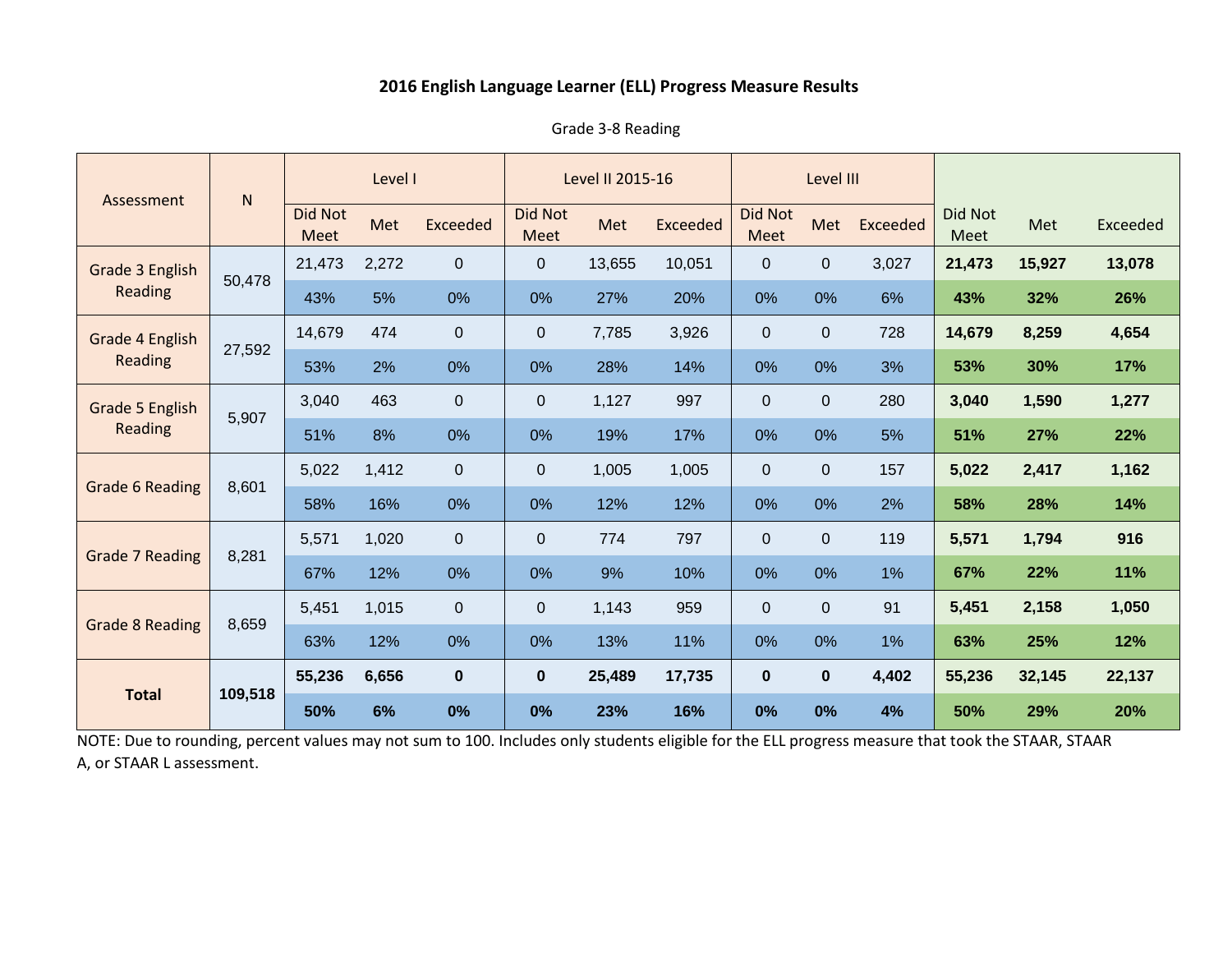# 2016 English Language Learner (ELL) Progress Measure Results

Grade 3-8 Reading

| Assessment | N | Level I | | | Level II 2015-16 | | | Level III | | | | | |
|---|---|---|---|---|---|---|---|---|---|---|---|---|---|
| | | Did Not Meet | Met | Exceeded | Did Not Meet | Met | Exceeded | Did Not Meet | Met | Exceeded | Did Not Meet | Met | Exceeded |
| Grade 3 English Reading | 50,478 | 21,473 | 2,272 | 0 | 0 | 13,655 | 10,051 | 0 | 0 | 3,027 | **21,473** | **15,927** | **13,078** |
| | | 43% | 5% | 0% | 0% | 27% | 20% | 0% | 0% | 6% | **43%** | **32%** | **26%** |
| Grade 4 English Reading | 27,592 | 14,679 | 474 | 0 | 0 | 7,785 | 3,926 | 0 | 0 | 728 | **14,679** | **8,259** | **4,654** |
| | | 53% | 2% | 0% | 0% | 28% | 14% | 0% | 0% | 3% | **53%** | **30%** | **17%** |
| Grade 5 English Reading | 5,907 | 3,040 | 463 | 0 | 0 | 1,127 | 997 | 0 | 0 | 280 | **3,040** | **1,590** | **1,277** |
| | | 51% | 8% | 0% | 0% | 19% | 17% | 0% | 0% | 5% | **51%** | **27%** | **22%** |
| Grade 6 Reading | 8,601 | 5,022 | 1,412 | 0 | 0 | 1,005 | 1,005 | 0 | 0 | 157 | **5,022** | **2,417** | **1,162** |
| | | 58% | 16% | 0% | 0% | 12% | 12% | 0% | 0% | 2% | **58%** | **28%** | **14%** |
| Grade 7 Reading | 8,281 | 5,571 | 1,020 | 0 | 0 | 774 | 797 | 0 | 0 | 119 | **5,571** | **1,794** | **916** |
| | | 67% | 12% | 0% | 0% | 9% | 10% | 0% | 0% | 1% | **67%** | **22%** | **11%** |
| Grade 8 Reading | 8,659 | 5,451 | 1,015 | 0 | 0 | 1,143 | 959 | 0 | 0 | 91 | **5,451** | **2,158** | **1,050** |
| | | 63% | 12% | 0% | 0% | 13% | 11% | 0% | 0% | 1% | **63%** | **25%** | **12%** |
| **Total** | **109,518** | **55,236** | **6,656** | **0** | **0** | **25,489** | **17,735** | **0** | **0** | **4,402** | **55,236** | **32,145** | **22,137** |
| | | **50%** | **6%** | **0%** | **0%** | **23%** | **16%** | **0%** | **0%** | **4%** | **50%** | **29%** | **20%** |

NOTE: Due to rounding, percent values may not sum to 100. Includes only students eligible for the ELL progress measure that took the STAAR, STAAR A, or STAAR L assessment.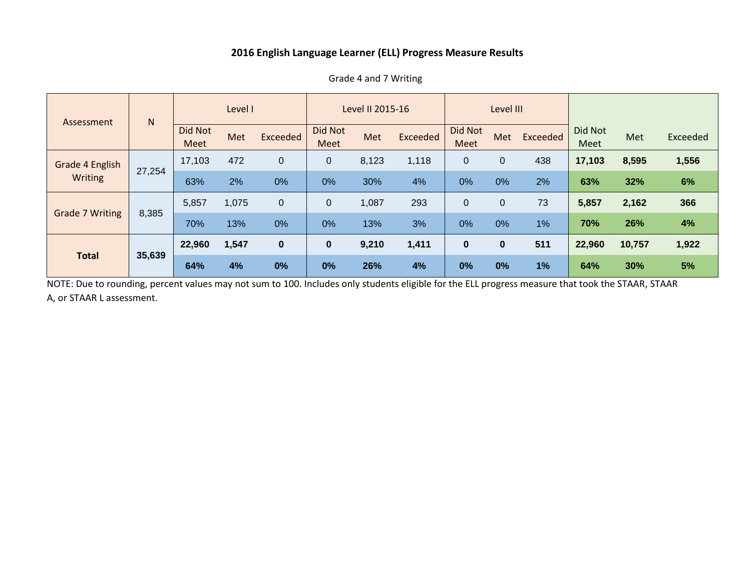## 2016 English Language Learner (ELL) Progress Measure Results

Grade 4 and 7 Writing

| Assessment | N | Level I | | | Level II 2015-16 | | | Level III | | | | | |
|---|---|---|---|---|---|---|---|---|---|---|---|---|---|
| | | Did Not Meet | Met | Exceeded | Did Not Meet | Met | Exceeded | Did Not Meet | Met | Exceeded | Did Not Meet | Met | Exceeded |
| Grade 4 English Writing | 27,254 | 17,103 | 472 | 0 | 0 | 8,123 | 1,118 | 0 | 0 | 438 | **17,103** | **8,595** | **1,556** |
| | | 63% | 2% | 0% | 0% | 30% | 4% | 0% | 0% | 2% | **63%** | **32%** | **6%** |
| Grade 7 Writing | 8,385 | 5,857 | 1,075 | 0 | 0 | 1,087 | 293 | 0 | 0 | 73 | **5,857** | **2,162** | **366** |
| | | 70% | 13% | 0% | 0% | 13% | 3% | 0% | 0% | 1% | **70%** | **26%** | **4%** |
| **Total** | **35,639** | **22,960** | **1,547** | **0** | **0** | **9,210** | **1,411** | **0** | **0** | **511** | **22,960** | **10,757** | **1,922** |
| | | **64%** | **4%** | **0%** | **0%** | **26%** | **4%** | **0%** | **0%** | **1%** | **64%** | **30%** | **5%** |

NOTE: Due to rounding, percent values may not sum to 100. Includes only students eligible for the ELL progress measure that took the STAAR, STAAR A, or STAAR L assessment.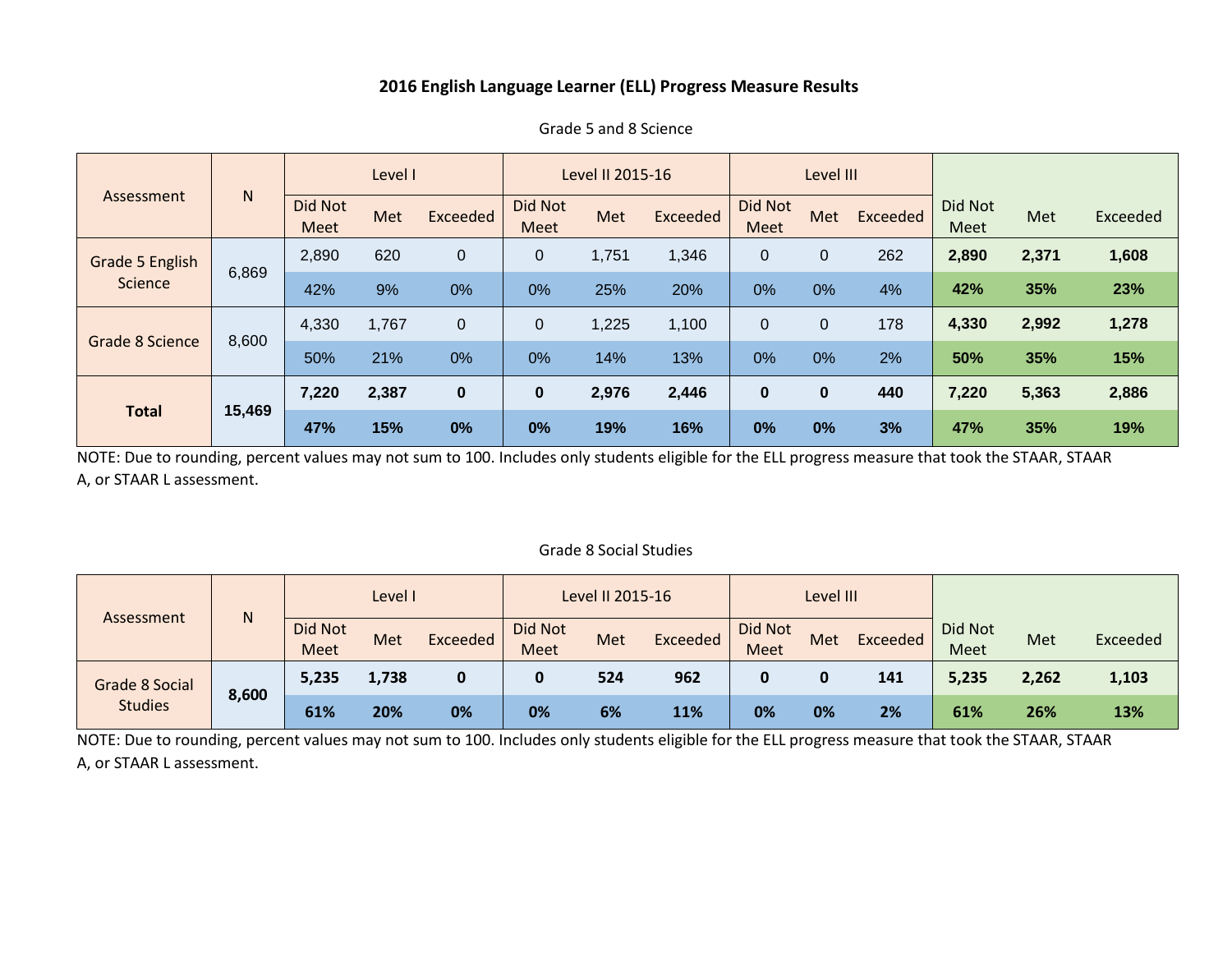# 2016 English Language Learner (ELL) Progress Measure Results

Grade 5 and 8 Science

| Assessment | N | Level I | | | Level II 2015-16 | | | Level III | | | | | |
|---|---|---|---|---|---|---|---|---|---|---|---|---|---|
| | | Did Not Meet | Met | Exceeded | Did Not Meet | Met | Exceeded | Did Not Meet | Met | Exceeded | Did Not Meet | Met | Exceeded |
| Grade 5 English Science | 6,869 | 2,890 | 620 | 0 | 0 | 1,751 | 1,346 | 0 | 0 | 262 | **2,890** | **2,371** | **1,608** |
| | | 42% | 9% | 0% | 0% | 25% | 20% | 0% | 0% | 4% | **42%** | **35%** | **23%** |
| Grade 8 Science | 8,600 | 4,330 | 1,767 | 0 | 0 | 1,225 | 1,100 | 0 | 0 | 178 | **4,330** | **2,992** | **1,278** |
| | | 50% | 21% | 0% | 0% | 14% | 13% | 0% | 0% | 2% | **50%** | **35%** | **15%** |
| **Total** | **15,469** | **7,220** | **2,387** | **0** | **0** | **2,976** | **2,446** | **0** | **0** | **440** | **7,220** | **5,363** | **2,886** |
| | | **47%** | **15%** | **0%** | **0%** | **19%** | **16%** | **0%** | **0%** | **3%** | **47%** | **35%** | **19%** |

NOTE: Due to rounding, percent values may not sum to 100. Includes only students eligible for the ELL progress measure that took the STAAR, STAAR A, or STAAR L assessment.

Grade 8 Social Studies

| Assessment | N | Level I | | | Level II 2015-16 | | | Level III | | | | | |
|---|---|---|---|---|---|---|---|---|---|---|---|---|---|
| | | Did Not Meet | Met | Exceeded | Did Not Meet | Met | Exceeded | Did Not Meet | Met | Exceeded | Did Not Meet | Met | Exceeded |
| Grade 8 Social Studies | **8,600** | **5,235** | **1,738** | **0** | **0** | **524** | **962** | **0** | **0** | **141** | **5,235** | **2,262** | **1,103** |
| | | **61%** | **20%** | **0%** | **0%** | **6%** | **11%** | **0%** | **0%** | **2%** | **61%** | **26%** | **13%** |

NOTE: Due to rounding, percent values may not sum to 100. Includes only students eligible for the ELL progress measure that took the STAAR, STAAR A, or STAAR L assessment.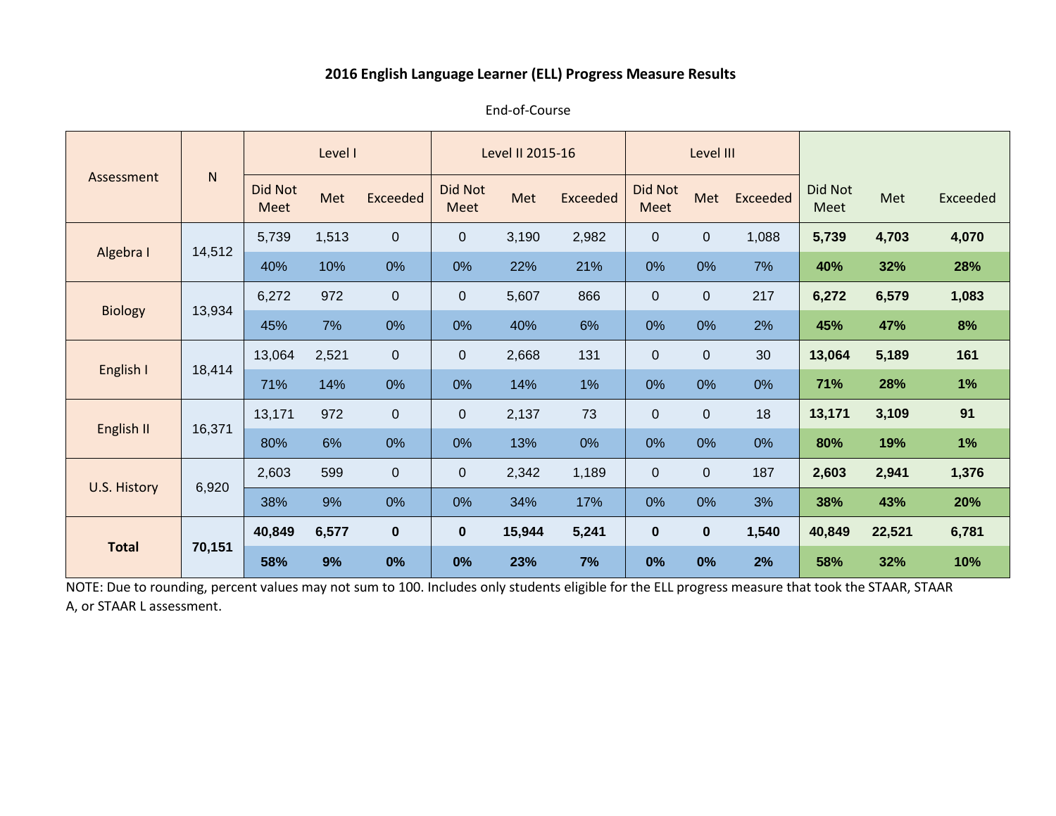**2016 English Language Learner (ELL) Progress Measure Results**

End-of-Course

| Assessment | N | Level I | | | Level II 2015-16 | | | Level III | | | | | |
|---|---|---|---|---|---|---|---|---|---|---|---|---|---|
| | | Did Not Meet | Met | Exceeded | Did Not Meet | Met | Exceeded | Did Not Meet | Met | Exceeded | Did Not Meet | Met | Exceeded |
| Algebra I | 14,512 | 5,739 | 1,513 | 0 | 0 | 3,190 | 2,982 | 0 | 0 | 1,088 | **5,739** | **4,703** | **4,070** |
| | | 40% | 10% | 0% | 0% | 22% | 21% | 0% | 0% | 7% | **40%** | **32%** | **28%** |
| Biology | 13,934 | 6,272 | 972 | 0 | 0 | 5,607 | 866 | 0 | 0 | 217 | **6,272** | **6,579** | **1,083** |
| | | 45% | 7% | 0% | 0% | 40% | 6% | 0% | 0% | 2% | **45%** | **47%** | **8%** |
| English I | 18,414 | 13,064 | 2,521 | 0 | 0 | 2,668 | 131 | 0 | 0 | 30 | **13,064** | **5,189** | **161** |
| | | 71% | 14% | 0% | 0% | 14% | 1% | 0% | 0% | 0% | **71%** | **28%** | **1%** |
| English II | 16,371 | 13,171 | 972 | 0 | 0 | 2,137 | 73 | 0 | 0 | 18 | **13,171** | **3,109** | **91** |
| | | 80% | 6% | 0% | 0% | 13% | 0% | 0% | 0% | 0% | **80%** | **19%** | **1%** |
| U.S. History | 6,920 | 2,603 | 599 | 0 | 0 | 2,342 | 1,189 | 0 | 0 | 187 | **2,603** | **2,941** | **1,376** |
| | | 38% | 9% | 0% | 0% | 34% | 17% | 0% | 0% | 3% | **38%** | **43%** | **20%** |
| **Total** | **70,151** | **40,849** | **6,577** | **0** | **0** | **15,944** | **5,241** | **0** | **0** | **1,540** | **40,849** | **22,521** | **6,781** |
| | | **58%** | **9%** | **0%** | **0%** | **23%** | **7%** | **0%** | **0%** | **2%** | **58%** | **32%** | **10%** |

NOTE: Due to rounding, percent values may not sum to 100. Includes only students eligible for the ELL progress measure that took the STAAR, STAAR A, or STAAR L assessment.